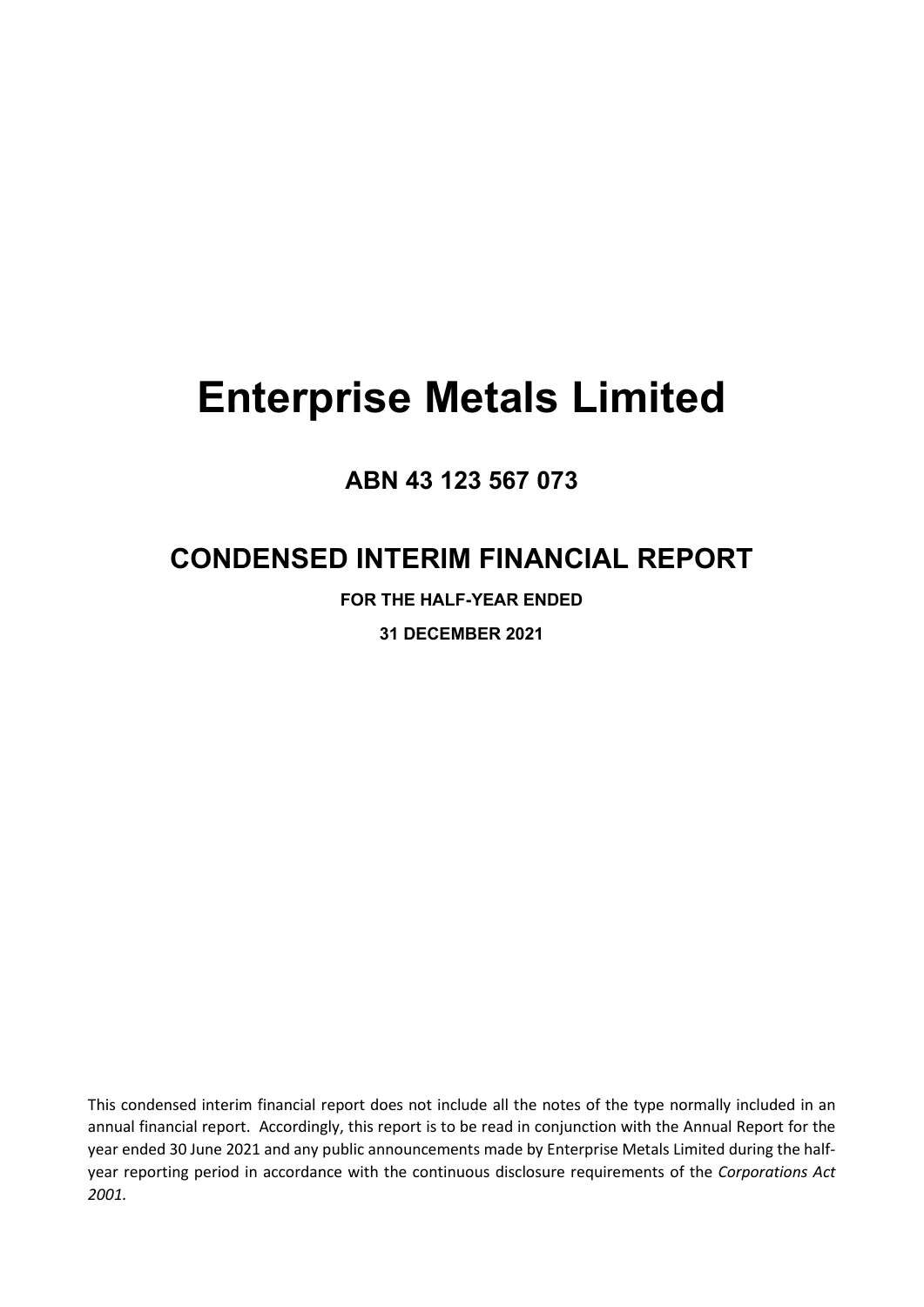# Enterprise Metals Limited

## ABN 43 123 567 073

## CONDENSED INTERIM FINANCIAL REPORT

**FOR THE HALF-YEAR ENDED**

**31 DECEMBER 2021**

This condensed interim financial report does not include all the notes of the type normally included in an annual financial report. Accordingly, this report is to be read in conjunction with the Annual Report for the year ended 30 June 2021 and any public announcements made by Enterprise Metals Limited during the half-year reporting period in accordance with the continuous disclosure requirements of the *Corporations Act 2001.*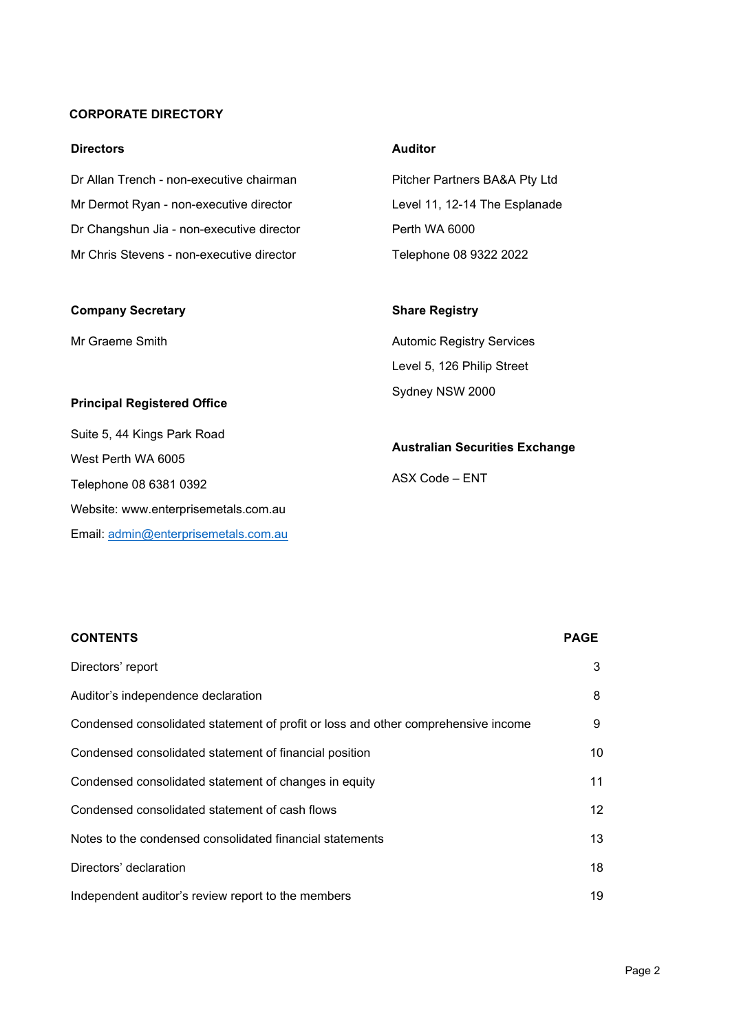## CORPORATE DIRECTORY

### Directors

Dr Allan Trench - non-executive chairman

Mr Dermot Ryan - non-executive director

Dr Changshun Jia - non-executive director

Mr Chris Stevens - non-executive director

### Company Secretary

Mr Graeme Smith

### Principal Registered Office

Suite 5, 44 Kings Park Road

West Perth WA 6005

Telephone 08 6381 0392

Website: www.enterprisemetals.com.au

Email: admin@enterprisemetals.com.au

### Auditor

Pitcher Partners BA&A Pty Ltd

Level 11, 12-14 The Esplanade

Perth WA 6000

Telephone 08 9322 2022

### Share Registry

Automic Registry Services

Level 5, 126 Philip Street

Sydney NSW 2000

### Australian Securities Exchange

ASX Code – ENT

| CONTENTS | PAGE |
|---|---|
| Directors' report | 3 |
| Auditor's independence declaration | 8 |
| Condensed consolidated statement of profit or loss and other comprehensive income | 9 |
| Condensed consolidated statement of financial position | 10 |
| Condensed consolidated statement of changes in equity | 11 |
| Condensed consolidated statement of cash flows | 12 |
| Notes to the condensed consolidated financial statements | 13 |
| Directors' declaration | 18 |
| Independent auditor's review report to the members | 19 |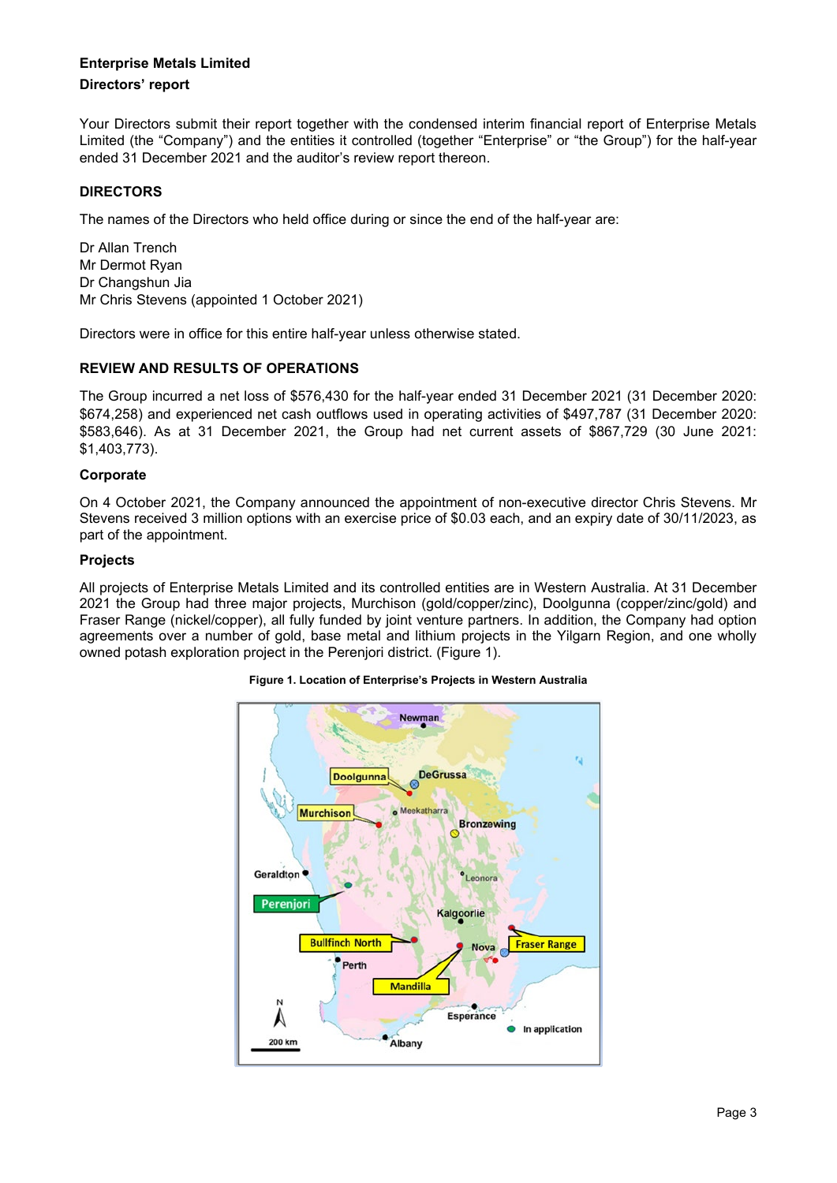**Enterprise Metals Limited**

**Directors' report**

Your Directors submit their report together with the condensed interim financial report of Enterprise Metals Limited (the "Company") and the entities it controlled (together "Enterprise" or "the Group") for the half-year ended 31 December 2021 and the auditor's review report thereon.

## DIRECTORS

The names of the Directors who held office during or since the end of the half-year are:

Dr Allan Trench
Mr Dermot Ryan
Dr Changshun Jia
Mr Chris Stevens (appointed 1 October 2021)

Directors were in office for this entire half-year unless otherwise stated.

## REVIEW AND RESULTS OF OPERATIONS

The Group incurred a net loss of $576,430 for the half-year ended 31 December 2021 (31 December 2020: $674,258) and experienced net cash outflows used in operating activities of $497,787 (31 December 2020: $583,646). As at 31 December 2021, the Group had net current assets of $867,729 (30 June 2021: $1,403,773).

### Corporate

On 4 October 2021, the Company announced the appointment of non-executive director Chris Stevens. Mr Stevens received 3 million options with an exercise price of $0.03 each, and an expiry date of 30/11/2023, as part of the appointment.

### Projects

All projects of Enterprise Metals Limited and its controlled entities are in Western Australia. At 31 December 2021 the Group had three major projects, Murchison (gold/copper/zinc), Doolgunna (copper/zinc/gold) and Fraser Range (nickel/copper), all fully funded by joint venture partners. In addition, the Company had option agreements over a number of gold, base metal and lithium projects in the Yilgarn Region, and one wholly owned potash exploration project in the Perenjori district. (Figure 1).

**Figure 1. Location of Enterprise's Projects in Western Australia**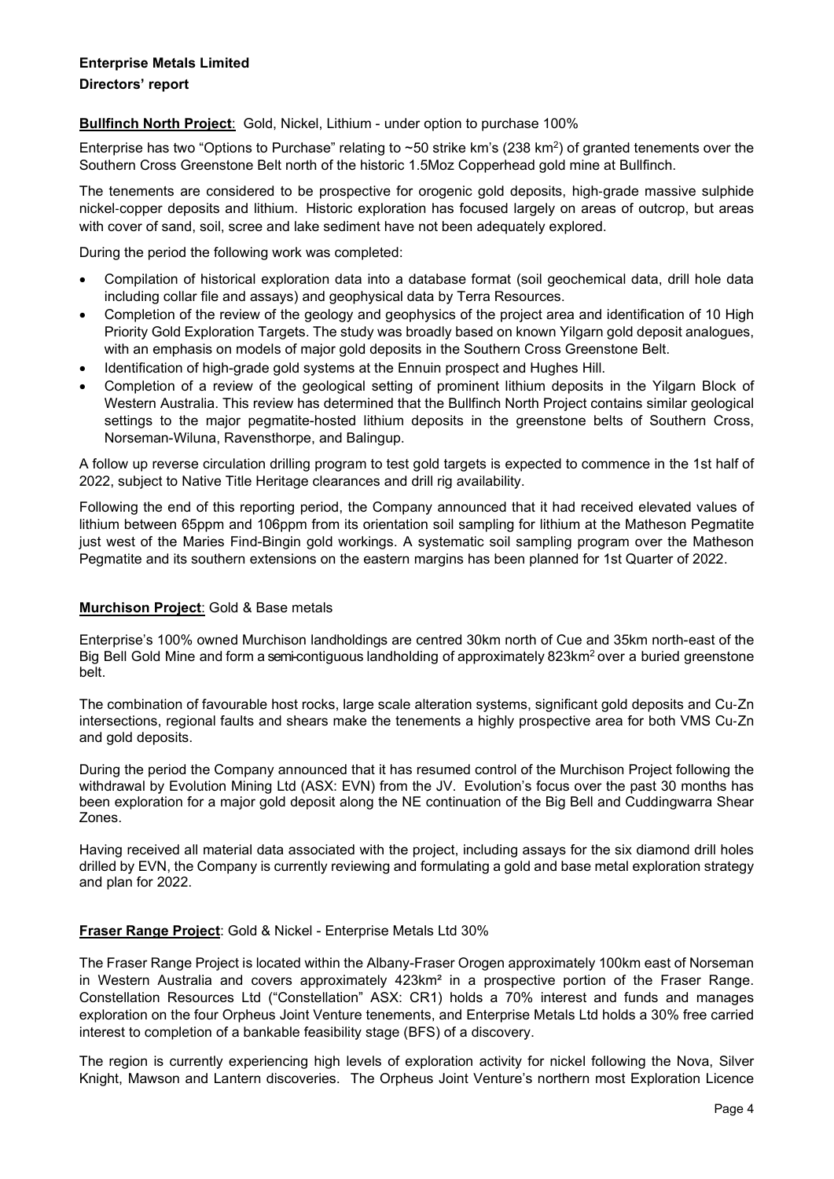**Enterprise Metals Limited**

**Directors' report**

**Bullfinch North Project**: Gold, Nickel, Lithium - under option to purchase 100%

Enterprise has two "Options to Purchase" relating to ~50 strike km's (238 km$^2$) of granted tenements over the Southern Cross Greenstone Belt north of the historic 1.5Moz Copperhead gold mine at Bullfinch.

The tenements are considered to be prospective for orogenic gold deposits, high-grade massive sulphide nickel-copper deposits and lithium. Historic exploration has focused largely on areas of outcrop, but areas with cover of sand, soil, scree and lake sediment have not been adequately explored.

During the period the following work was completed:

- Compilation of historical exploration data into a database format (soil geochemical data, drill hole data including collar file and assays) and geophysical data by Terra Resources.
- Completion of the review of the geology and geophysics of the project area and identification of 10 High Priority Gold Exploration Targets. The study was broadly based on known Yilgarn gold deposit analogues, with an emphasis on models of major gold deposits in the Southern Cross Greenstone Belt.
- Identification of high-grade gold systems at the Ennuin prospect and Hughes Hill.
- Completion of a review of the geological setting of prominent lithium deposits in the Yilgarn Block of Western Australia. This review has determined that the Bullfinch North Project contains similar geological settings to the major pegmatite-hosted lithium deposits in the greenstone belts of Southern Cross, Norseman-Wiluna, Ravensthorpe, and Balingup.

A follow up reverse circulation drilling program to test gold targets is expected to commence in the 1st half of 2022, subject to Native Title Heritage clearances and drill rig availability.

Following the end of this reporting period, the Company announced that it had received elevated values of lithium between 65ppm and 106ppm from its orientation soil sampling for lithium at the Matheson Pegmatite just west of the Maries Find-Bingin gold workings. A systematic soil sampling program over the Matheson Pegmatite and its southern extensions on the eastern margins has been planned for 1st Quarter of 2022.

**Murchison Project**: Gold & Base metals

Enterprise's 100% owned Murchison landholdings are centred 30km north of Cue and 35km north-east of the Big Bell Gold Mine and form a semi-contiguous landholding of approximately 823km$^2$ over a buried greenstone belt.

The combination of favourable host rocks, large scale alteration systems, significant gold deposits and Cu-Zn intersections, regional faults and shears make the tenements a highly prospective area for both VMS Cu-Zn and gold deposits.

During the period the Company announced that it has resumed control of the Murchison Project following the withdrawal by Evolution Mining Ltd (ASX: EVN) from the JV. Evolution's focus over the past 30 months has been exploration for a major gold deposit along the NE continuation of the Big Bell and Cuddingwarra Shear Zones.

Having received all material data associated with the project, including assays for the six diamond drill holes drilled by EVN, the Company is currently reviewing and formulating a gold and base metal exploration strategy and plan for 2022.

**Fraser Range Project**: Gold & Nickel - Enterprise Metals Ltd 30%

The Fraser Range Project is located within the Albany-Fraser Orogen approximately 100km east of Norseman in Western Australia and covers approximately 423km$^2$ in a prospective portion of the Fraser Range. Constellation Resources Ltd ("Constellation" ASX: CR1) holds a 70% interest and funds and manages exploration on the four Orpheus Joint Venture tenements, and Enterprise Metals Ltd holds a 30% free carried interest to completion of a bankable feasibility stage (BFS) of a discovery.

The region is currently experiencing high levels of exploration activity for nickel following the Nova, Silver Knight, Mawson and Lantern discoveries. The Orpheus Joint Venture's northern most Exploration Licence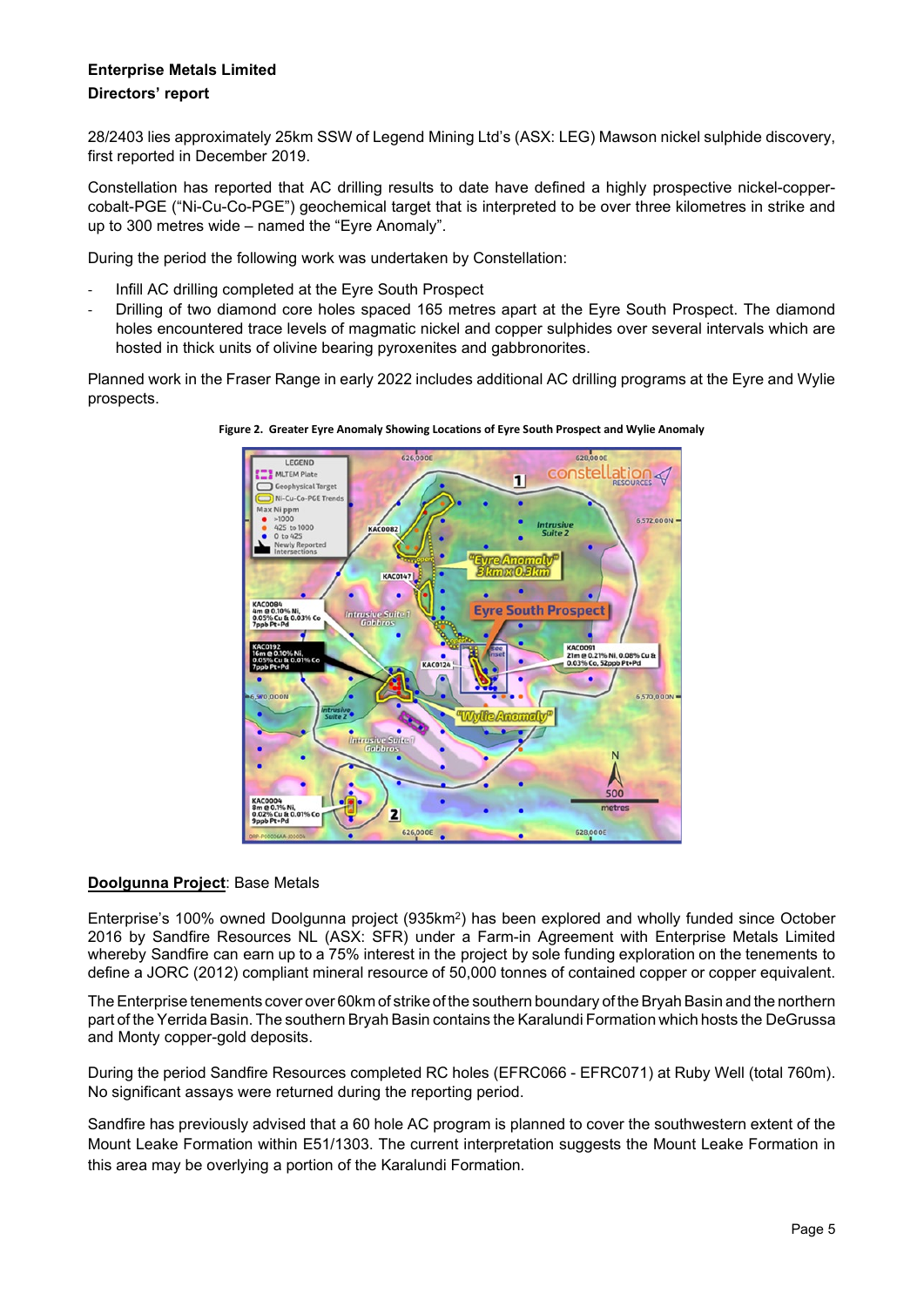28/2403 lies approximately 25km SSW of Legend Mining Ltd's (ASX: LEG) Mawson nickel sulphide discovery, first reported in December 2019.

Constellation has reported that AC drilling results to date have defined a highly prospective nickel-copper-cobalt-PGE ("Ni-Cu-Co-PGE") geochemical target that is interpreted to be over three kilometres in strike and up to 300 metres wide – named the "Eyre Anomaly".

During the period the following work was undertaken by Constellation:

- Infill AC drilling completed at the Eyre South Prospect
- Drilling of two diamond core holes spaced 165 metres apart at the Eyre South Prospect. The diamond holes encountered trace levels of magmatic nickel and copper sulphides over several intervals which are hosted in thick units of olivine bearing pyroxenites and gabbronorites.

Planned work in the Fraser Range in early 2022 includes additional AC drilling programs at the Eyre and Wylie prospects.

**Figure 2. Greater Eyre Anomaly Showing Locations of Eyre South Prospect and Wylie Anomaly**

**Doolgunna Project**: Base Metals

Enterprise's 100% owned Doolgunna project (935km$^2$) has been explored and wholly funded since October 2016 by Sandfire Resources NL (ASX: SFR) under a Farm-in Agreement with Enterprise Metals Limited whereby Sandfire can earn up to a 75% interest in the project by sole funding exploration on the tenements to define a JORC (2012) compliant mineral resource of 50,000 tonnes of contained copper or copper equivalent.

The Enterprise tenements cover over 60km of strike of the southern boundary of the Bryah Basin and the northern part of the Yerrida Basin. The southern Bryah Basin contains the Karalundi Formation which hosts the DeGrussa and Monty copper-gold deposits.

During the period Sandfire Resources completed RC holes (EFRC066 - EFRC071) at Ruby Well (total 760m). No significant assays were returned during the reporting period.

Sandfire has previously advised that a 60 hole AC program is planned to cover the southwestern extent of the Mount Leake Formation within E51/1303. The current interpretation suggests the Mount Leake Formation in this area may be overlying a portion of the Karalundi Formation.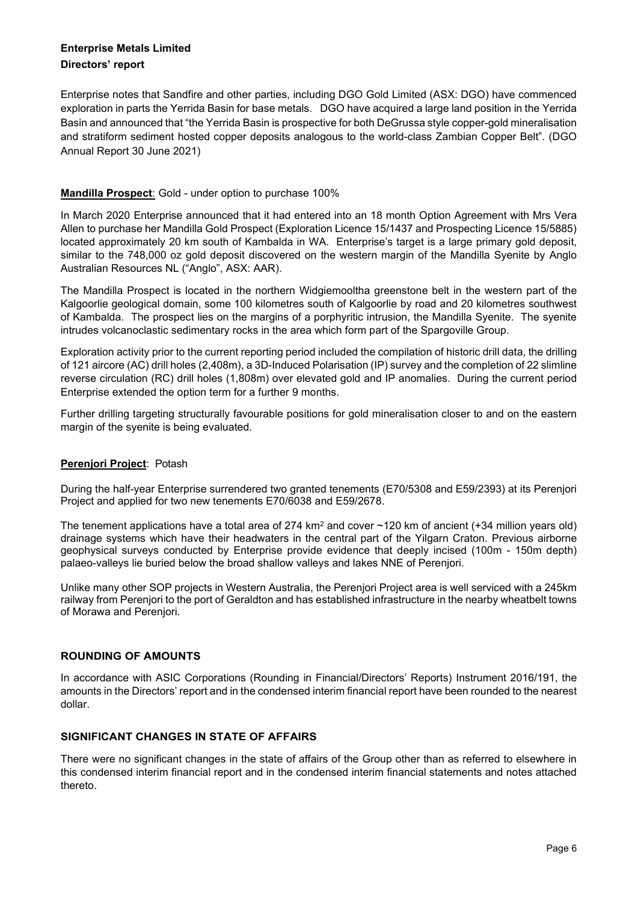Enterprise notes that Sandfire and other parties, including DGO Gold Limited (ASX: DGO) have commenced exploration in parts the Yerrida Basin for base metals. DGO have acquired a large land position in the Yerrida Basin and announced that "the Yerrida Basin is prospective for both DeGrussa style copper-gold mineralisation and stratiform sediment hosted copper deposits analogous to the world-class Zambian Copper Belt". (DGO Annual Report 30 June 2021)

**Mandilla Prospect**: Gold - under option to purchase 100%

In March 2020 Enterprise announced that it had entered into an 18 month Option Agreement with Mrs Vera Allen to purchase her Mandilla Gold Prospect (Exploration Licence 15/1437 and Prospecting Licence 15/5885) located approximately 20 km south of Kambalda in WA. Enterprise's target is a large primary gold deposit, similar to the 748,000 oz gold deposit discovered on the western margin of the Mandilla Syenite by Anglo Australian Resources NL ("Anglo", ASX: AAR).

The Mandilla Prospect is located in the northern Widgiemooltha greenstone belt in the western part of the Kalgoorlie geological domain, some 100 kilometres south of Kalgoorlie by road and 20 kilometres southwest of Kambalda. The prospect lies on the margins of a porphyritic intrusion, the Mandilla Syenite. The syenite intrudes volcanoclastic sedimentary rocks in the area which form part of the Spargoville Group.

Exploration activity prior to the current reporting period included the compilation of historic drill data, the drilling of 121 aircore (AC) drill holes (2,408m), a 3D-Induced Polarisation (IP) survey and the completion of 22 slimline reverse circulation (RC) drill holes (1,808m) over elevated gold and IP anomalies. During the current period Enterprise extended the option term for a further 9 months.

Further drilling targeting structurally favourable positions for gold mineralisation closer to and on the eastern margin of the syenite is being evaluated.

**Perenjori Project**: Potash

During the half-year Enterprise surrendered two granted tenements (E70/5308 and E59/2393) at its Perenjori Project and applied for two new tenements E70/6038 and E59/2678.

The tenement applications have a total area of 274 km$^2$ and cover ~120 km of ancient (+34 million years old) drainage systems which have their headwaters in the central part of the Yilgarn Craton. Previous airborne geophysical surveys conducted by Enterprise provide evidence that deeply incised (100m - 150m depth) palaeo-valleys lie buried below the broad shallow valleys and lakes NNE of Perenjori.

Unlike many other SOP projects in Western Australia, the Perenjori Project area is well serviced with a 245km railway from Perenjori to the port of Geraldton and has established infrastructure in the nearby wheatbelt towns of Morawa and Perenjori.

## ROUNDING OF AMOUNTS

In accordance with ASIC Corporations (Rounding in Financial/Directors' Reports) Instrument 2016/191, the amounts in the Directors' report and in the condensed interim financial report have been rounded to the nearest dollar.

## SIGNIFICANT CHANGES IN STATE OF AFFAIRS

There were no significant changes in the state of affairs of the Group other than as referred to elsewhere in this condensed interim financial report and in the condensed interim financial statements and notes attached thereto.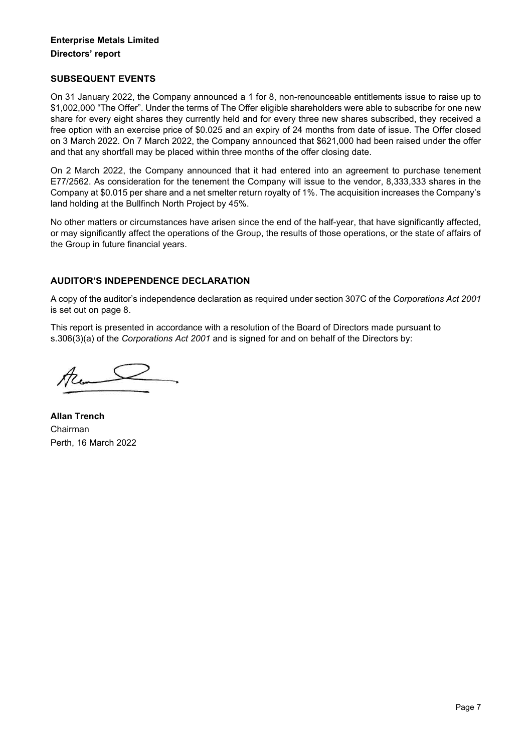## SUBSEQUENT EVENTS

On 31 January 2022, the Company announced a 1 for 8, non-renounceable entitlements issue to raise up to $1,002,000 "The Offer". Under the terms of The Offer eligible shareholders were able to subscribe for one new share for every eight shares they currently held and for every three new shares subscribed, they received a free option with an exercise price of $0.025 and an expiry of 24 months from date of issue. The Offer closed on 3 March 2022. On 7 March 2022, the Company announced that $621,000 had been raised under the offer and that any shortfall may be placed within three months of the offer closing date.

On 2 March 2022, the Company announced that it had entered into an agreement to purchase tenement E77/2562. As consideration for the tenement the Company will issue to the vendor, 8,333,333 shares in the Company at $0.015 per share and a net smelter return royalty of 1%. The acquisition increases the Company's land holding at the Bullfinch North Project by 45%.

No other matters or circumstances have arisen since the end of the half-year, that have significantly affected, or may significantly affect the operations of the Group, the results of those operations, or the state of affairs of the Group in future financial years.

## AUDITOR'S INDEPENDENCE DECLARATION

A copy of the auditor's independence declaration as required under section 307C of the *Corporations Act 2001* is set out on page 8.

This report is presented in accordance with a resolution of the Board of Directors made pursuant to s.306(3)(a) of the *Corporations Act 2001* and is signed for and on behalf of the Directors by:

**Allan Trench**
Chairman
Perth, 16 March 2022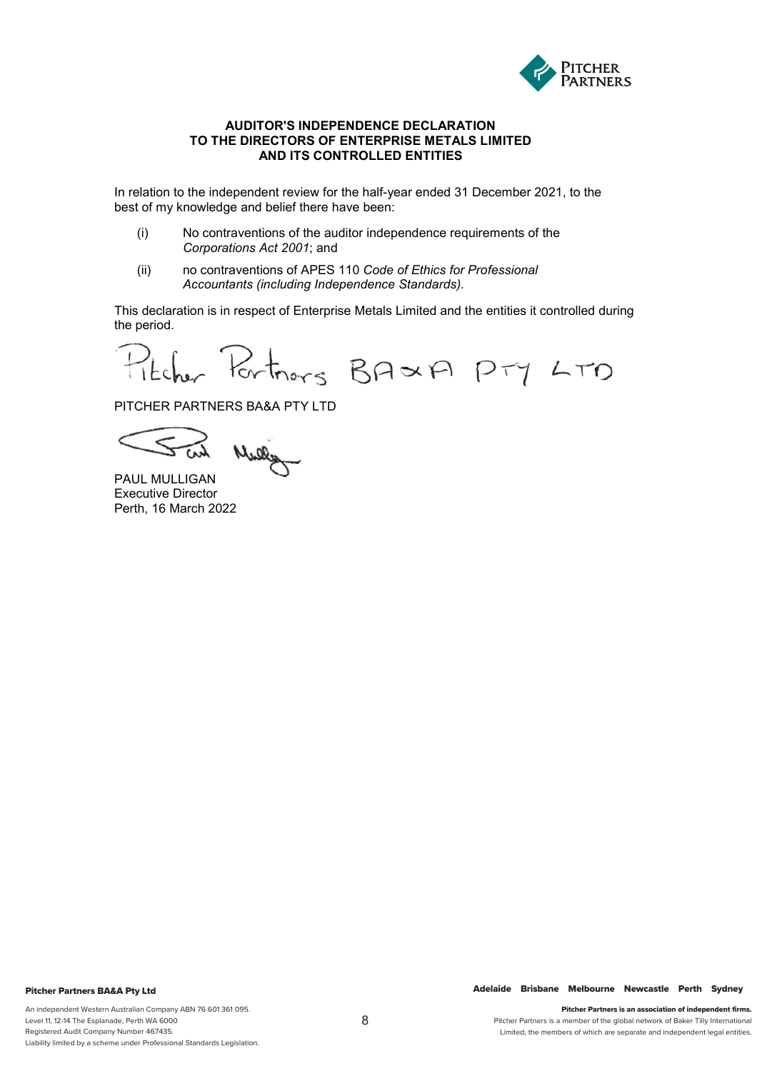**AUDITOR'S INDEPENDENCE DECLARATION**
**TO THE DIRECTORS OF ENTERPRISE METALS LIMITED**
**AND ITS CONTROLLED ENTITIES**

In relation to the independent review for the half-year ended 31 December 2021, to the best of my knowledge and belief there have been:

(i) No contraventions of the auditor independence requirements of the *Corporations Act 2001*; and

(ii) no contraventions of APES 110 *Code of Ethics for Professional Accountants (including Independence Standards).*

This declaration is in respect of Enterprise Metals Limited and the entities it controlled during the period.

Pitcher Partners BA&A PTY LTD

PITCHER PARTNERS BA&A PTY LTD

Paul Mulligan

PAUL MULLIGAN
Executive Director
Perth, 16 March 2022

**Pitcher Partners BA&A Pty Ltd**

An independent Western Australian Company ABN 76 601 361 095.
Level 11, 12-14 The Esplanade, Perth WA 6000
Registered Audit Company Number 467435.
Liability limited by a scheme under Professional Standards Legislation.

**Adelaide Brisbane Melbourne Newcastle Perth Sydney**

**Pitcher Partners is an association of independent firms.**
Pitcher Partners is a member of the global network of Baker Tilly International Limited, the members of which are separate and independent legal entities.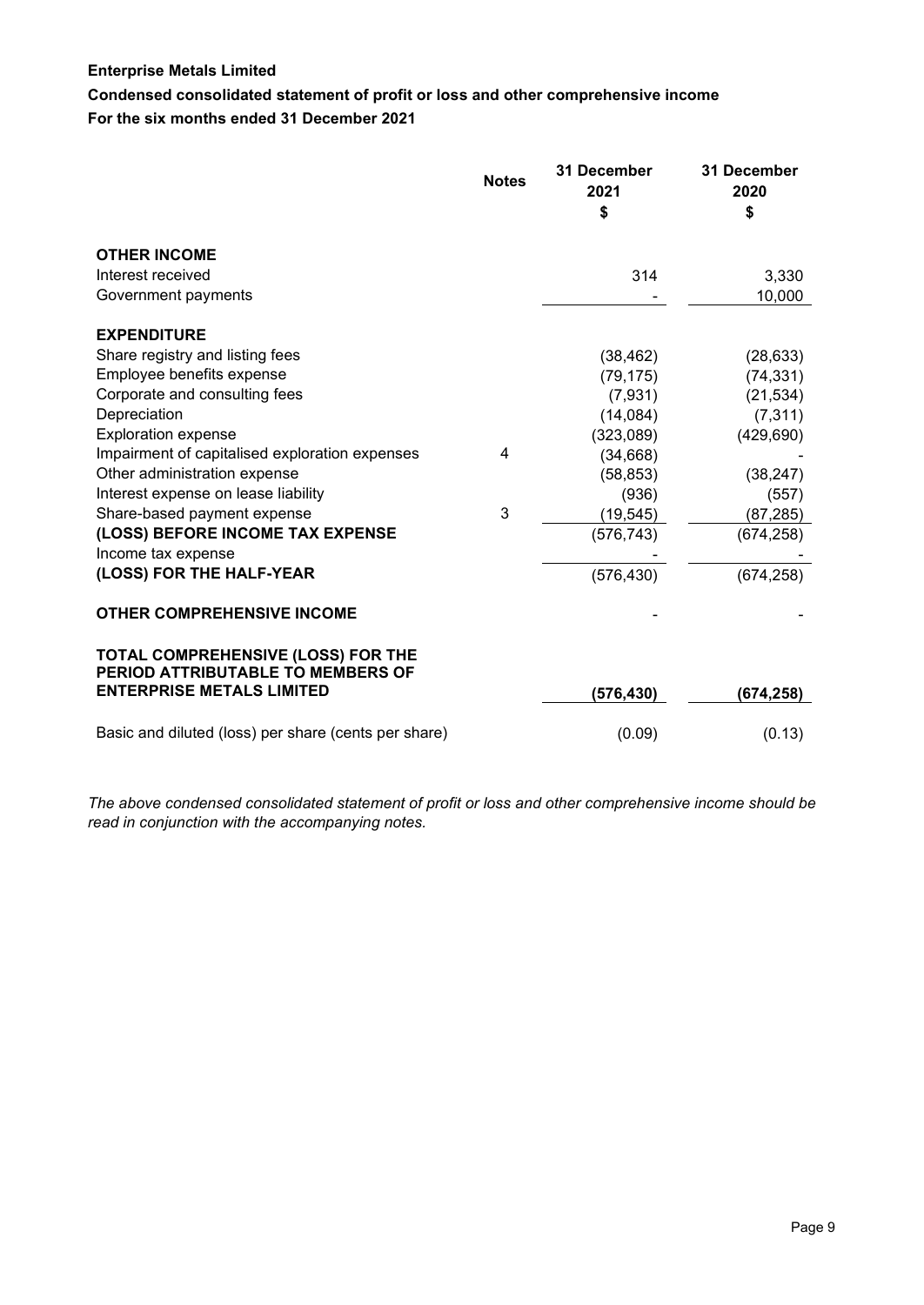**Enterprise Metals Limited**

**Condensed consolidated statement of profit or loss and other comprehensive income**

**For the six months ended 31 December 2021**

| | Notes | 31 December 2021 $ | 31 December 2020 $ |
|---|---|---|---|
| **OTHER INCOME** | | | |
| Interest received | | 314 | 3,330 |
| Government payments | | - | 10,000 |
| **EXPENDITURE** | | | |
| Share registry and listing fees | | (38,462) | (28,633) |
| Employee benefits expense | | (79,175) | (74,331) |
| Corporate and consulting fees | | (7,931) | (21,534) |
| Depreciation | | (14,084) | (7,311) |
| Exploration expense | | (323,089) | (429,690) |
| Impairment of capitalised exploration expenses | 4 | (34,668) | - |
| Other administration expense | | (58,853) | (38,247) |
| Interest expense on lease liability | | (936) | (557) |
| Share-based payment expense | 3 | (19,545) | (87,285) |
| **(LOSS) BEFORE INCOME TAX EXPENSE** | | (576,743) | (674,258) |
| Income tax expense | | - | - |
| **(LOSS) FOR THE HALF-YEAR** | | (576,430) | (674,258) |
| **OTHER COMPREHENSIVE INCOME** | | - | - |
| **TOTAL COMPREHENSIVE (LOSS) FOR THE PERIOD ATTRIBUTABLE TO MEMBERS OF ENTERPRISE METALS LIMITED** | | **(576,430)** | **(674,258)** |
| Basic and diluted (loss) per share (cents per share) | | (0.09) | (0.13) |

*The above condensed consolidated statement of profit or loss and other comprehensive income should be read in conjunction with the accompanying notes.*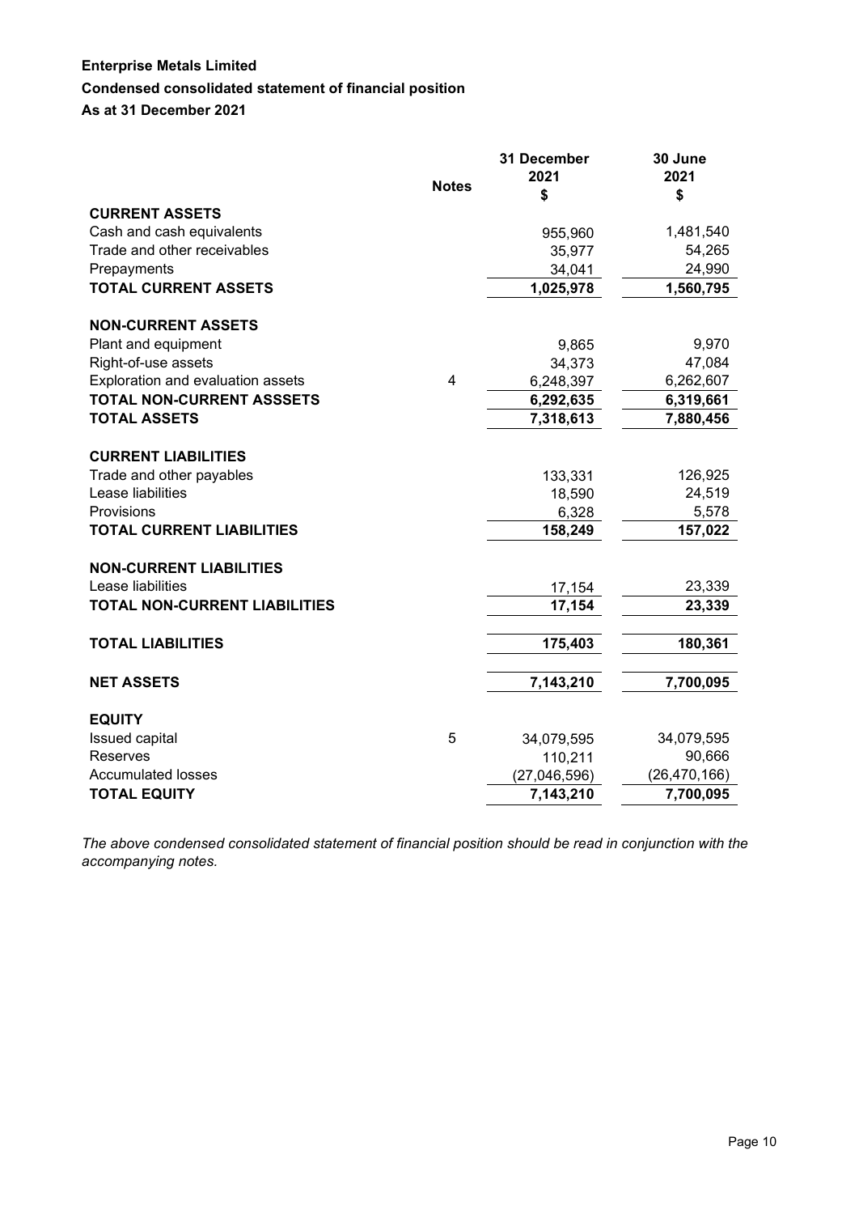**Enterprise Metals Limited**

**Condensed consolidated statement of financial position**

**As at 31 December 2021**

| | Notes | 31 December 2021 $ | 30 June 2021 $ |
|---|---|---|---|
| **CURRENT ASSETS** | | | |
| Cash and cash equivalents | | 955,960 | 1,481,540 |
| Trade and other receivables | | 35,977 | 54,265 |
| Prepayments | | 34,041 | 24,990 |
| **TOTAL CURRENT ASSETS** | | **1,025,978** | **1,560,795** |
| | | | |
| **NON-CURRENT ASSETS** | | | |
| Plant and equipment | | 9,865 | 9,970 |
| Right-of-use assets | | 34,373 | 47,084 |
| Exploration and evaluation assets | 4 | 6,248,397 | 6,262,607 |
| **TOTAL NON-CURRENT ASSSETS** | | **6,292,635** | **6,319,661** |
| **TOTAL ASSETS** | | **7,318,613** | **7,880,456** |
| | | | |
| **CURRENT LIABILITIES** | | | |
| Trade and other payables | | 133,331 | 126,925 |
| Lease liabilities | | 18,590 | 24,519 |
| Provisions | | 6,328 | 5,578 |
| **TOTAL CURRENT LIABILITIES** | | **158,249** | **157,022** |
| | | | |
| **NON-CURRENT LIABILITIES** | | | |
| Lease liabilities | | 17,154 | 23,339 |
| **TOTAL NON-CURRENT LIABILITIES** | | **17,154** | **23,339** |
| | | | |
| **TOTAL LIABILITIES** | | **175,403** | **180,361** |
| | | | |
| **NET ASSETS** | | **7,143,210** | **7,700,095** |
| | | | |
| **EQUITY** | | | |
| Issued capital | 5 | 34,079,595 | 34,079,595 |
| Reserves | | 110,211 | 90,666 |
| Accumulated losses | | (27,046,596) | (26,470,166) |
| **TOTAL EQUITY** | | **7,143,210** | **7,700,095** |

*The above condensed consolidated statement of financial position should be read in conjunction with the accompanying notes.*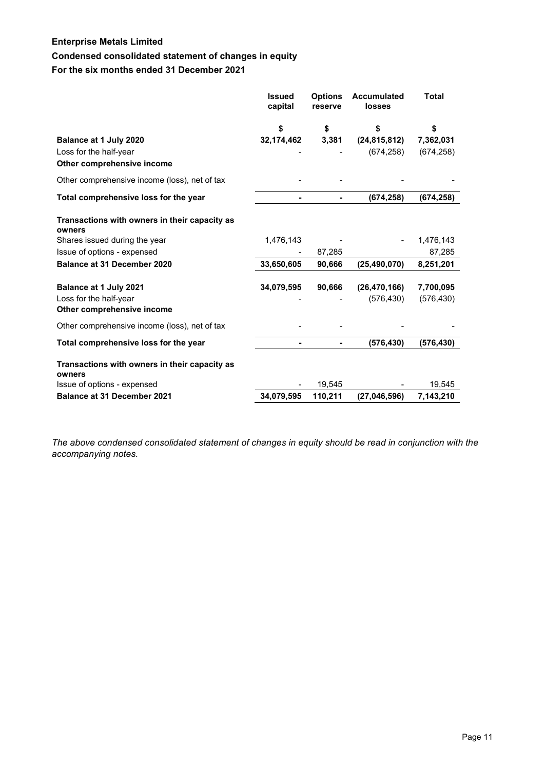# Enterprise Metals Limited

## Condensed consolidated statement of changes in equity

## For the six months ended 31 December 2021

| | Issued capital | Options reserve | Accumulated losses | Total |
|---|---|---|---|---|
| | $ | $ | $ | $ |
| **Balance at 1 July 2020** | **32,174,462** | **3,381** | **(24,815,812)** | **7,362,031** |
| Loss for the half-year | - | - | (674,258) | (674,258) |
| **Other comprehensive income** | | | | |
| Other comprehensive income (loss), net of tax | - | - | - | - |
| **Total comprehensive loss for the year** | **-** | **-** | **(674,258)** | **(674,258)** |
| **Transactions with owners in their capacity as owners** | | | | |
| Shares issued during the year | 1,476,143 | - | - | 1,476,143 |
| Issue of options - expensed | - | 87,285 | | 87,285 |
| **Balance at 31 December 2020** | **33,650,605** | **90,666** | **(25,490,070)** | **8,251,201** |
| **Balance at 1 July 2021** | **34,079,595** | **90,666** | **(26,470,166)** | **7,700,095** |
| Loss for the half-year | - | - | (576,430) | (576,430) |
| **Other comprehensive income** | | | | |
| Other comprehensive income (loss), net of tax | - | - | - | - |
| **Total comprehensive loss for the year** | **-** | **-** | **(576,430)** | **(576,430)** |
| **Transactions with owners in their capacity as owners** | | | | |
| Issue of options - expensed | - | 19,545 | - | 19,545 |
| **Balance at 31 December 2021** | **34,079,595** | **110,211** | **(27,046,596)** | **7,143,210** |

*The above condensed consolidated statement of changes in equity should be read in conjunction with the accompanying notes.*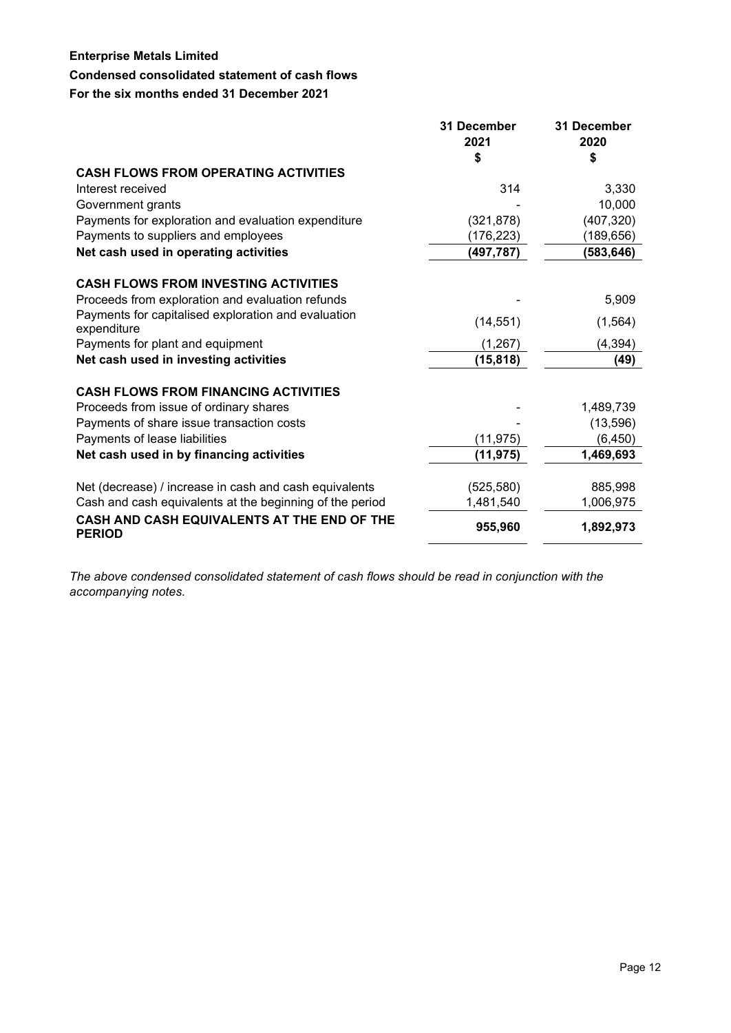**Enterprise Metals Limited**

**Condensed consolidated statement of cash flows**

**For the six months ended 31 December 2021**

| | 31 December 2021 $ | 31 December 2020 $ |
|---|---|---|
| **CASH FLOWS FROM OPERATING ACTIVITIES** | | |
| Interest received | 314 | 3,330 |
| Government grants | - | 10,000 |
| Payments for exploration and evaluation expenditure | (321,878) | (407,320) |
| Payments to suppliers and employees | (176,223) | (189,656) |
| **Net cash used in operating activities** | **(497,787)** | **(583,646)** |
| | | |
| **CASH FLOWS FROM INVESTING ACTIVITIES** | | |
| Proceeds from exploration and evaluation refunds | - | 5,909 |
| Payments for capitalised exploration and evaluation expenditure | (14,551) | (1,564) |
| Payments for plant and equipment | (1,267) | (4,394) |
| **Net cash used in investing activities** | **(15,818)** | **(49)** |
| | | |
| **CASH FLOWS FROM FINANCING ACTIVITIES** | | |
| Proceeds from issue of ordinary shares | - | 1,489,739 |
| Payments of share issue transaction costs | - | (13,596) |
| Payments of lease liabilities | (11,975) | (6,450) |
| **Net cash used in by financing activities** | **(11,975)** | **1,469,693** |
| | | |
| Net (decrease) / increase in cash and cash equivalents | (525,580) | 885,998 |
| Cash and cash equivalents at the beginning of the period | 1,481,540 | 1,006,975 |
| **CASH AND CASH EQUIVALENTS AT THE END OF THE PERIOD** | **955,960** | **1,892,973** |

*The above condensed consolidated statement of cash flows should be read in conjunction with the accompanying notes.*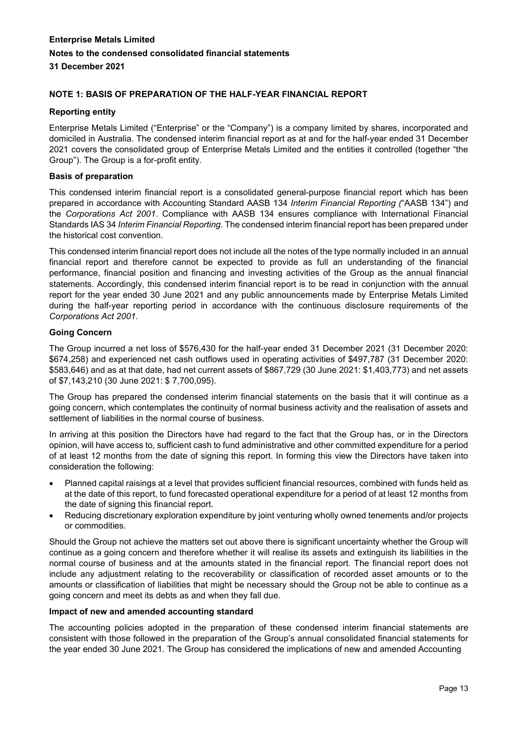# NOTE 1: BASIS OF PREPARATION OF THE HALF-YEAR FINANCIAL REPORT

## Reporting entity

Enterprise Metals Limited ("Enterprise" or the "Company") is a company limited by shares, incorporated and domiciled in Australia. The condensed interim financial report as at and for the half-year ended 31 December 2021 covers the consolidated group of Enterprise Metals Limited and the entities it controlled (together "the Group"). The Group is a for-profit entity.

## Basis of preparation

This condensed interim financial report is a consolidated general-purpose financial report which has been prepared in accordance with Accounting Standard AASB 134 *Interim Financial Reporting (*"AASB 134") and the *Corporations Act 2001*. Compliance with AASB 134 ensures compliance with International Financial Standards IAS 34 *Interim Financial Reporting*. The condensed interim financial report has been prepared under the historical cost convention.

This condensed interim financial report does not include all the notes of the type normally included in an annual financial report and therefore cannot be expected to provide as full an understanding of the financial performance, financial position and financing and investing activities of the Group as the annual financial statements. Accordingly, this condensed interim financial report is to be read in conjunction with the annual report for the year ended 30 June 2021 and any public announcements made by Enterprise Metals Limited during the half-year reporting period in accordance with the continuous disclosure requirements of the *Corporations Act 2001*.

## Going Concern

The Group incurred a net loss of $576,430 for the half-year ended 31 December 2021 (31 December 2020: $674,258) and experienced net cash outflows used in operating activities of $497,787 (31 December 2020: $583,646) and as at that date, had net current assets of $867,729 (30 June 2021: $1,403,773) and net assets of $7,143,210 (30 June 2021: $ 7,700,095).

The Group has prepared the condensed interim financial statements on the basis that it will continue as a going concern, which contemplates the continuity of normal business activity and the realisation of assets and settlement of liabilities in the normal course of business.

In arriving at this position the Directors have had regard to the fact that the Group has, or in the Directors opinion, will have access to, sufficient cash to fund administrative and other committed expenditure for a period of at least 12 months from the date of signing this report. In forming this view the Directors have taken into consideration the following:

- Planned capital raisings at a level that provides sufficient financial resources, combined with funds held as at the date of this report, to fund forecasted operational expenditure for a period of at least 12 months from the date of signing this financial report.
- Reducing discretionary exploration expenditure by joint venturing wholly owned tenements and/or projects or commodities.

Should the Group not achieve the matters set out above there is significant uncertainty whether the Group will continue as a going concern and therefore whether it will realise its assets and extinguish its liabilities in the normal course of business and at the amounts stated in the financial report. The financial report does not include any adjustment relating to the recoverability or classification of recorded asset amounts or to the amounts or classification of liabilities that might be necessary should the Group not be able to continue as a going concern and meet its debts as and when they fall due.

## Impact of new and amended accounting standard

The accounting policies adopted in the preparation of these condensed interim financial statements are consistent with those followed in the preparation of the Group's annual consolidated financial statements for the year ended 30 June 2021. The Group has considered the implications of new and amended Accounting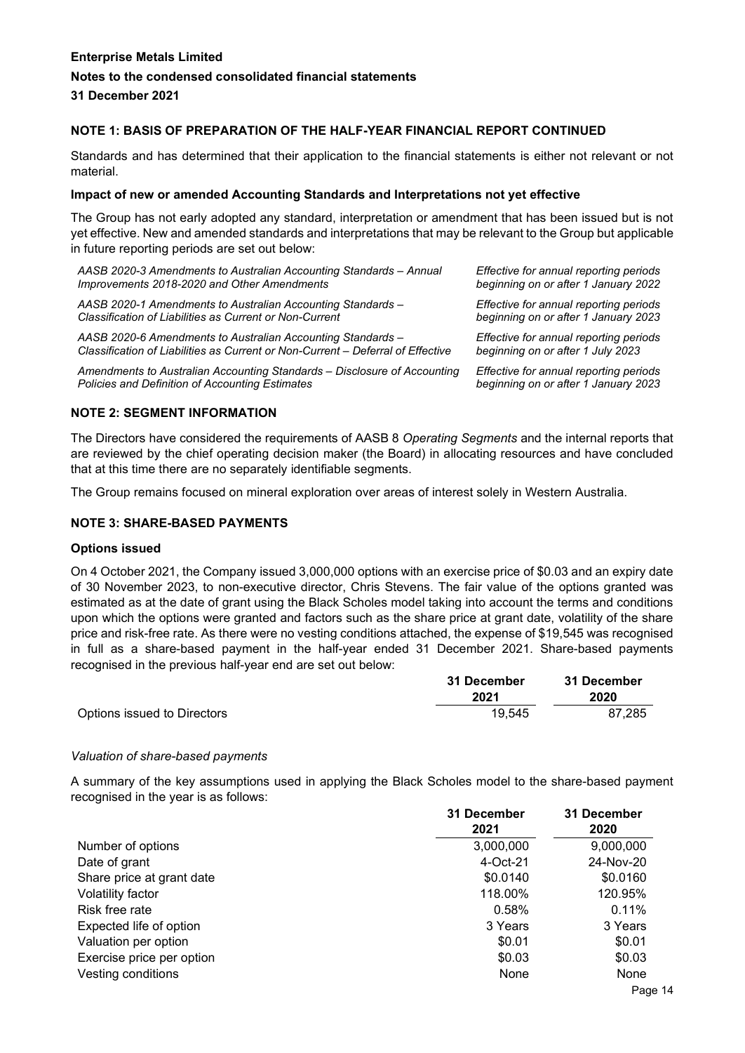**NOTE 1: BASIS OF PREPARATION OF THE HALF-YEAR FINANCIAL REPORT CONTINUED**

Standards and has determined that their application to the financial statements is either not relevant or not material.

**Impact of new or amended Accounting Standards and Interpretations not yet effective**

The Group has not early adopted any standard, interpretation or amendment that has been issued but is not yet effective. New and amended standards and interpretations that may be relevant to the Group but applicable in future reporting periods are set out below:

| | |
|---|---|
| *AASB 2020-3 Amendments to Australian Accounting Standards – Annual Improvements 2018-2020 and Other Amendments* | *Effective for annual reporting periods beginning on or after 1 January 2022* |
| *AASB 2020-1 Amendments to Australian Accounting Standards – Classification of Liabilities as Current or Non-Current* | *Effective for annual reporting periods beginning on or after 1 January 2023* |
| *AASB 2020-6 Amendments to Australian Accounting Standards – Classification of Liabilities as Current or Non-Current – Deferral of Effective* | *Effective for annual reporting periods beginning on or after 1 July 2023* |
| *Amendments to Australian Accounting Standards – Disclosure of Accounting Policies and Definition of Accounting Estimates* | *Effective for annual reporting periods beginning on or after 1 January 2023* |

**NOTE 2: SEGMENT INFORMATION**

The Directors have considered the requirements of AASB 8 *Operating Segments* and the internal reports that are reviewed by the chief operating decision maker (the Board) in allocating resources and have concluded that at this time there are no separately identifiable segments.

The Group remains focused on mineral exploration over areas of interest solely in Western Australia.

**NOTE 3: SHARE-BASED PAYMENTS**

**Options issued**

On 4 October 2021, the Company issued 3,000,000 options with an exercise price of $0.03 and an expiry date of 30 November 2023, to non-executive director, Chris Stevens. The fair value of the options granted was estimated as at the date of grant using the Black Scholes model taking into account the terms and conditions upon which the options were granted and factors such as the share price at grant date, volatility of the share price and risk-free rate. As there were no vesting conditions attached, the expense of $19,545 was recognised in full as a share-based payment in the half-year ended 31 December 2021. Share-based payments recognised in the previous half-year end are set out below:

| | 31 December 2021 | 31 December 2020 |
|---|---|---|
| Options issued to Directors | 19,545 | 87,285 |

*Valuation of share-based payments*

A summary of the key assumptions used in applying the Black Scholes model to the share-based payment recognised in the year is as follows:

| | 31 December 2021 | 31 December 2020 |
|---|---|---|
| Number of options | 3,000,000 | 9,000,000 |
| Date of grant | 4-Oct-21 | 24-Nov-20 |
| Share price at grant date | $0.0140 | $0.0160 |
| Volatility factor | 118.00% | 120.95% |
| Risk free rate | 0.58% | 0.11% |
| Expected life of option | 3 Years | 3 Years |
| Valuation per option | $0.01 | $0.01 |
| Exercise price per option | $0.03 | $0.03 |
| Vesting conditions | None | None |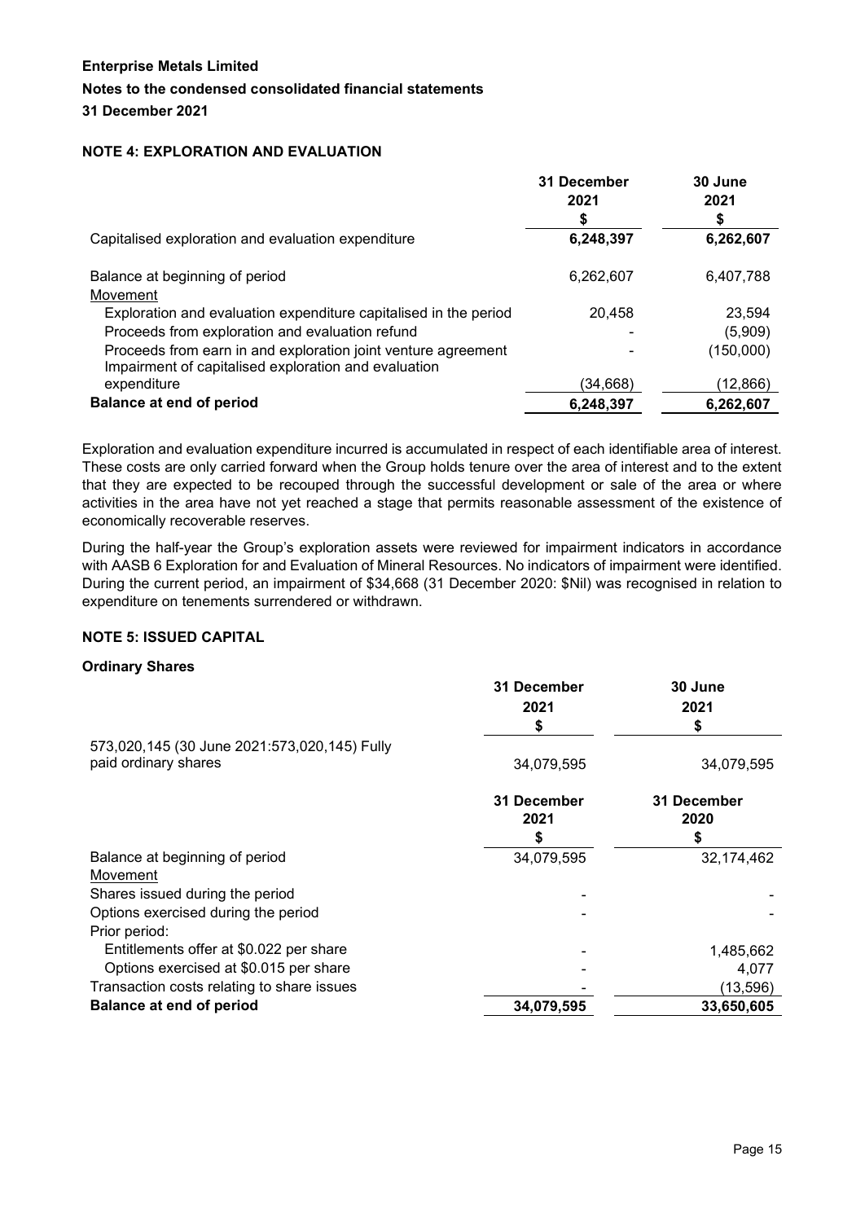**Enterprise Metals Limited**

**Notes to the condensed consolidated financial statements**

**31 December 2021**

## NOTE 4: EXPLORATION AND EVALUATION

| | 31 December 2021 $ | 30 June 2021 $ |
|---|---|---|
| Capitalised exploration and evaluation expenditure | **6,248,397** | **6,262,607** |
| | | |
| Balance at beginning of period | 6,262,607 | 6,407,788 |
| Movement | | |
| Exploration and evaluation expenditure capitalised in the period | 20,458 | 23,594 |
| Proceeds from exploration and evaluation refund | - | (5,909) |
| Proceeds from earn in and exploration joint venture agreement | - | (150,000) |
| Impairment of capitalised exploration and evaluation expenditure | (34,668) | (12,866) |
| **Balance at end of period** | **6,248,397** | **6,262,607** |

Exploration and evaluation expenditure incurred is accumulated in respect of each identifiable area of interest. These costs are only carried forward when the Group holds tenure over the area of interest and to the extent that they are expected to be recouped through the successful development or sale of the area or where activities in the area have not yet reached a stage that permits reasonable assessment of the existence of economically recoverable reserves.

During the half-year the Group's exploration assets were reviewed for impairment indicators in accordance with AASB 6 Exploration for and Evaluation of Mineral Resources. No indicators of impairment were identified. During the current period, an impairment of $34,668 (31 December 2020: $Nil) was recognised in relation to expenditure on tenements surrendered or withdrawn.

## NOTE 5: ISSUED CAPITAL

**Ordinary Shares**

| | 31 December 2021 $ | 30 June 2021 $ |
|---|---|---|
| 573,020,145 (30 June 2021:573,020,145) Fully paid ordinary shares | 34,079,595 | 34,079,595 |

| | 31 December 2021 $ | 31 December 2020 $ |
|---|---|---|
| Balance at beginning of period | 34,079,595 | 32,174,462 |
| Movement | | |
| Shares issued during the period | - | - |
| Options exercised during the period | - | - |
| Prior period: | | |
| Entitlements offer at $0.022 per share | - | 1,485,662 |
| Options exercised at $0.015 per share | - | 4,077 |
| Transaction costs relating to share issues | - | (13,596) |
| **Balance at end of period** | **34,079,595** | **33,650,605** |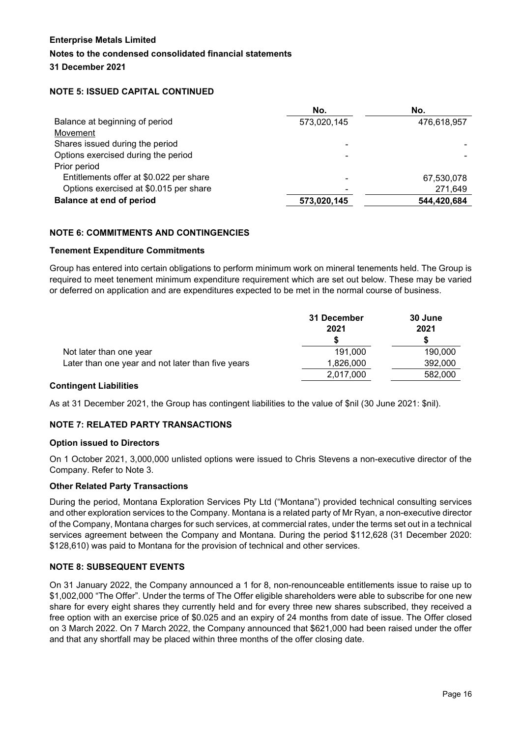## NOTE 5: ISSUED CAPITAL CONTINUED

| | No. | No. |
|---|---|---|
| Balance at beginning of period | 573,020,145 | 476,618,957 |
| Movement | | |
| Shares issued during the period | - | - |
| Options exercised during the period | - | - |
| Prior period | | |
| Entitlements offer at $0.022 per share | - | 67,530,078 |
| Options exercised at $0.015 per share | - | 271,649 |
| **Balance at end of period** | **573,020,145** | **544,420,684** |

## NOTE 6: COMMITMENTS AND CONTINGENCIES

### Tenement Expenditure Commitments

Group has entered into certain obligations to perform minimum work on mineral tenements held. The Group is required to meet tenement minimum expenditure requirement which are set out below. These may be varied or deferred on application and are expenditures expected to be met in the normal course of business.

| | 31 December 2021 $ | 30 June 2021 $ |
|---|---|---|
| Not later than one year | 191,000 | 190,000 |
| Later than one year and not later than five years | 1,826,000 | 392,000 |
| | 2,017,000 | 582,000 |

### Contingent Liabilities

As at 31 December 2021, the Group has contingent liabilities to the value of $nil (30 June 2021: $nil).

## NOTE 7: RELATED PARTY TRANSACTIONS

### Option issued to Directors

On 1 October 2021, 3,000,000 unlisted options were issued to Chris Stevens a non-executive director of the Company. Refer to Note 3.

### Other Related Party Transactions

During the period, Montana Exploration Services Pty Ltd ("Montana") provided technical consulting services and other exploration services to the Company. Montana is a related party of Mr Ryan, a non-executive director of the Company, Montana charges for such services, at commercial rates, under the terms set out in a technical services agreement between the Company and Montana. During the period $112,628 (31 December 2020: $128,610) was paid to Montana for the provision of technical and other services.

## NOTE 8: SUBSEQUENT EVENTS

On 31 January 2022, the Company announced a 1 for 8, non-renounceable entitlements issue to raise up to $1,002,000 "The Offer". Under the terms of The Offer eligible shareholders were able to subscribe for one new share for every eight shares they currently held and for every three new shares subscribed, they received a free option with an exercise price of $0.025 and an expiry of 24 months from date of issue. The Offer closed on 3 March 2022. On 7 March 2022, the Company announced that $621,000 had been raised under the offer and that any shortfall may be placed within three months of the offer closing date.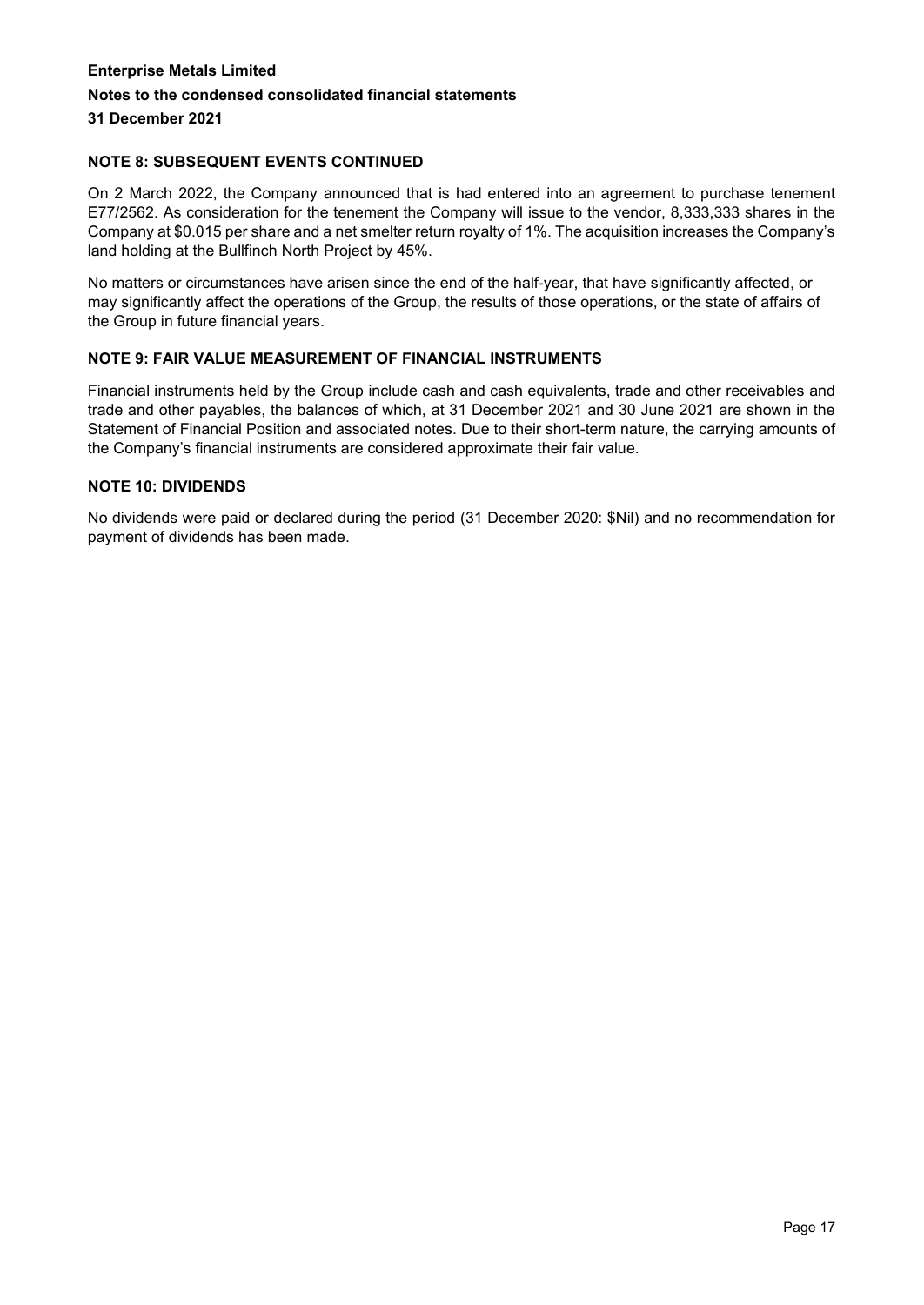## NOTE 8: SUBSEQUENT EVENTS CONTINUED

On 2 March 2022, the Company announced that is had entered into an agreement to purchase tenement E77/2562. As consideration for the tenement the Company will issue to the vendor, 8,333,333 shares in the Company at $0.015 per share and a net smelter return royalty of 1%. The acquisition increases the Company's land holding at the Bullfinch North Project by 45%.

No matters or circumstances have arisen since the end of the half-year, that have significantly affected, or may significantly affect the operations of the Group, the results of those operations, or the state of affairs of the Group in future financial years.

## NOTE 9: FAIR VALUE MEASUREMENT OF FINANCIAL INSTRUMENTS

Financial instruments held by the Group include cash and cash equivalents, trade and other receivables and trade and other payables, the balances of which, at 31 December 2021 and 30 June 2021 are shown in the Statement of Financial Position and associated notes. Due to their short-term nature, the carrying amounts of the Company's financial instruments are considered approximate their fair value.

## NOTE 10: DIVIDENDS

No dividends were paid or declared during the period (31 December 2020: $Nil) and no recommendation for payment of dividends has been made.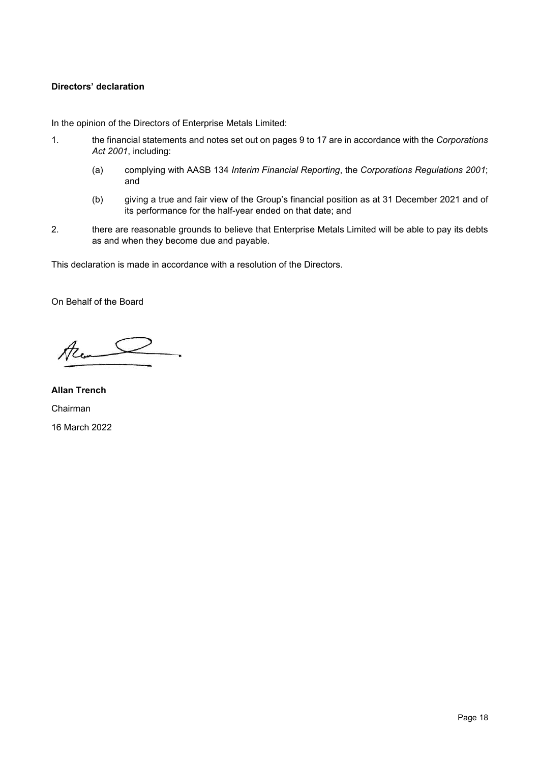**Directors' declaration**

In the opinion of the Directors of Enterprise Metals Limited:

1. the financial statements and notes set out on pages 9 to 17 are in accordance with the *Corporations Act 2001*, including:

   (a) complying with AASB 134 *Interim Financial Reporting*, the *Corporations Regulations 2001*; and

   (b) giving a true and fair view of the Group's financial position as at 31 December 2021 and of its performance for the half-year ended on that date; and

2. there are reasonable grounds to believe that Enterprise Metals Limited will be able to pay its debts as and when they become due and payable.

This declaration is made in accordance with a resolution of the Directors.

On Behalf of the Board

**Allan Trench**

Chairman

16 March 2022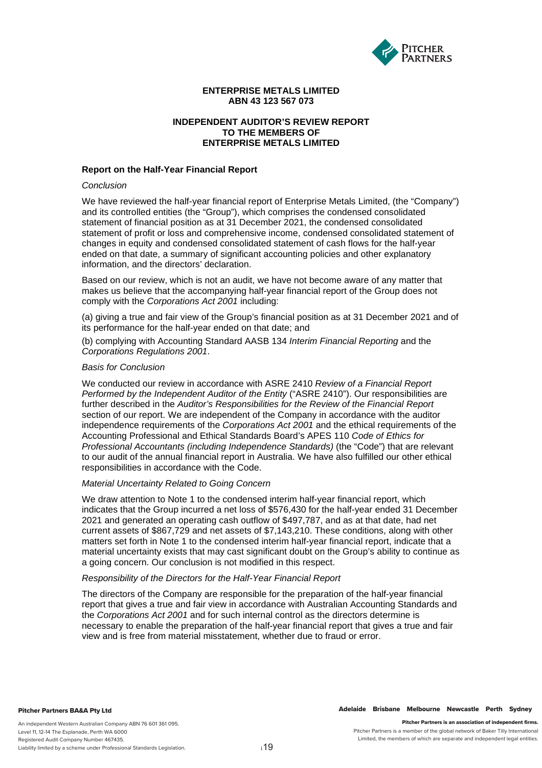**ENTERPRISE METALS LIMITED**
**ABN 43 123 567 073**

# INDEPENDENT AUDITOR'S REVIEW REPORT TO THE MEMBERS OF ENTERPRISE METALS LIMITED

## Report on the Half-Year Financial Report

*Conclusion*

We have reviewed the half-year financial report of Enterprise Metals Limited, (the "Company") and its controlled entities (the "Group"), which comprises the condensed consolidated statement of financial position as at 31 December 2021, the condensed consolidated statement of profit or loss and comprehensive income, condensed consolidated statement of changes in equity and condensed consolidated statement of cash flows for the half-year ended on that date, a summary of significant accounting policies and other explanatory information, and the directors' declaration.

Based on our review, which is not an audit, we have not become aware of any matter that makes us believe that the accompanying half-year financial report of the Group does not comply with the *Corporations Act 2001* including:

(a) giving a true and fair view of the Group's financial position as at 31 December 2021 and of its performance for the half-year ended on that date; and

(b) complying with Accounting Standard AASB 134 *Interim Financial Reporting* and the *Corporations Regulations 2001*.

*Basis for Conclusion*

We conducted our review in accordance with ASRE 2410 *Review of a Financial Report Performed by the Independent Auditor of the Entity* ("ASRE 2410"). Our responsibilities are further described in the *Auditor's Responsibilities for the Review of the Financial Report* section of our report. We are independent of the Company in accordance with the auditor independence requirements of the *Corporations Act 2001* and the ethical requirements of the Accounting Professional and Ethical Standards Board's APES 110 *Code of Ethics for Professional Accountants (including Independence Standards)* (the "Code") that are relevant to our audit of the annual financial report in Australia. We have also fulfilled our other ethical responsibilities in accordance with the Code.

*Material Uncertainty Related to Going Concern*

We draw attention to Note 1 to the condensed interim half-year financial report, which indicates that the Group incurred a net loss of $576,430 for the half-year ended 31 December 2021 and generated an operating cash outflow of $497,787, and as at that date, had net current assets of $867,729 and net assets of $7,143,210. These conditions, along with other matters set forth in Note 1 to the condensed interim half-year financial report, indicate that a material uncertainty exists that may cast significant doubt on the Group's ability to continue as a going concern. Our conclusion is not modified in this respect.

*Responsibility of the Directors for the Half-Year Financial Report*

The directors of the Company are responsible for the preparation of the half-year financial report that gives a true and fair view in accordance with Australian Accounting Standards and the *Corporations Act 2001* and for such internal control as the directors determine is necessary to enable the preparation of the half-year financial report that gives a true and fair view and is free from material misstatement, whether due to fraud or error.

**Pitcher Partners BA&A Pty Ltd**

An independent Western Australian Company ABN 76 601 361 095.
Level 11, 12-14 The Esplanade, Perth WA 6000
Registered Audit Company Number 467435.
Liability limited by a scheme under Professional Standards Legislation.

Adelaide Brisbane Melbourne Newcastle Perth Sydney

**Pitcher Partners is an association of independent firms.**
Pitcher Partners is a member of the global network of Baker Tilly International Limited, the members of which are separate and independent legal entities.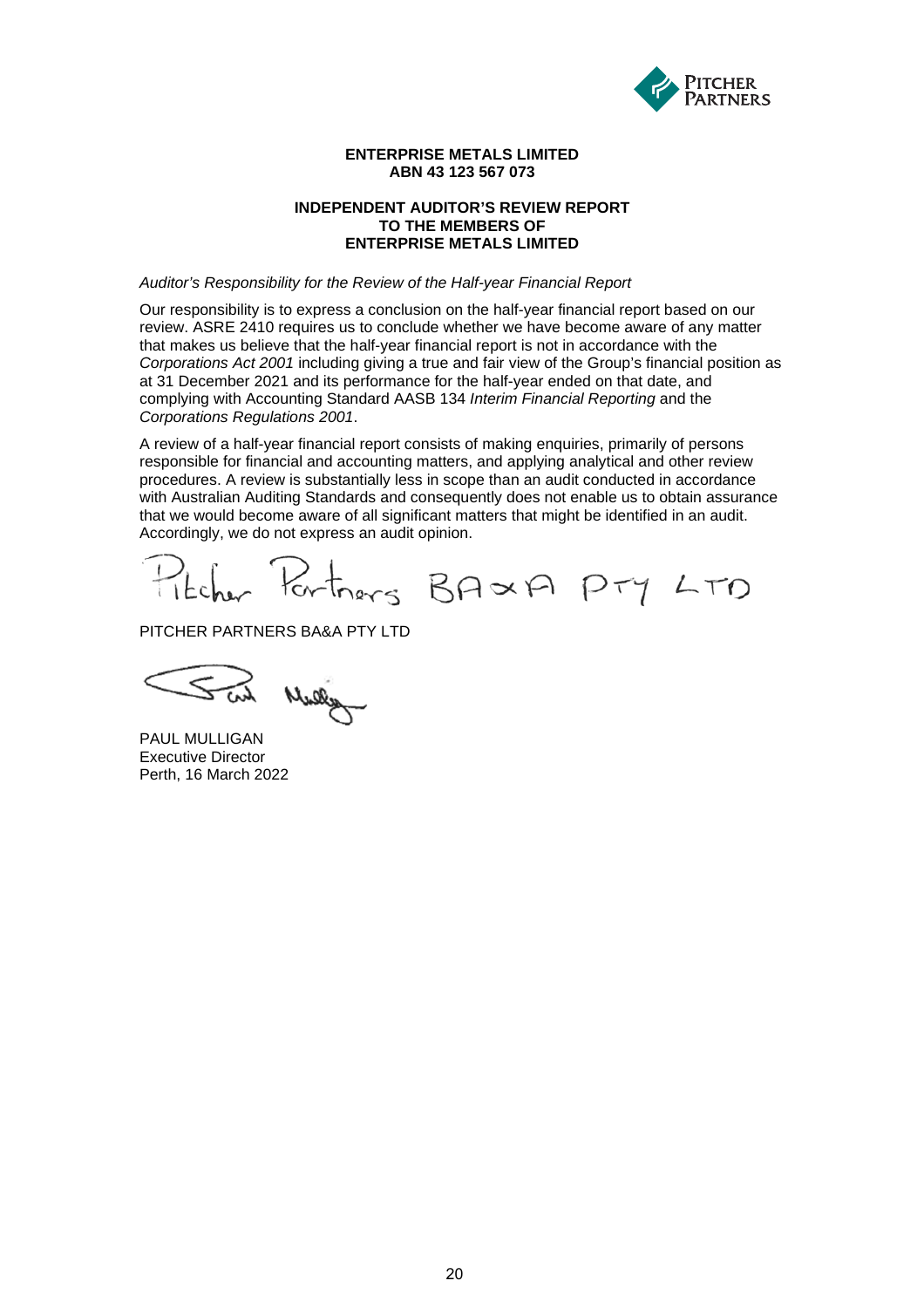**ENTERPRISE METALS LIMITED**
**ABN 43 123 567 073**

**INDEPENDENT AUDITOR'S REVIEW REPORT**
**TO THE MEMBERS OF**
**ENTERPRISE METALS LIMITED**

*Auditor's Responsibility for the Review of the Half-year Financial Report*

Our responsibility is to express a conclusion on the half-year financial report based on our review. ASRE 2410 requires us to conclude whether we have become aware of any matter that makes us believe that the half-year financial report is not in accordance with the *Corporations Act 2001* including giving a true and fair view of the Group's financial position as at 31 December 2021 and its performance for the half-year ended on that date, and complying with Accounting Standard AASB 134 *Interim Financial Reporting* and the *Corporations Regulations 2001*.

A review of a half-year financial report consists of making enquiries, primarily of persons responsible for financial and accounting matters, and applying analytical and other review procedures. A review is substantially less in scope than an audit conducted in accordance with Australian Auditing Standards and consequently does not enable us to obtain assurance that we would become aware of all significant matters that might be identified in an audit. Accordingly, we do not express an audit opinion.

Pitcher Partners BA&A PTY LTD

PITCHER PARTNERS BA&A PTY LTD

PAUL MULLIGAN
Executive Director
Perth, 16 March 2022